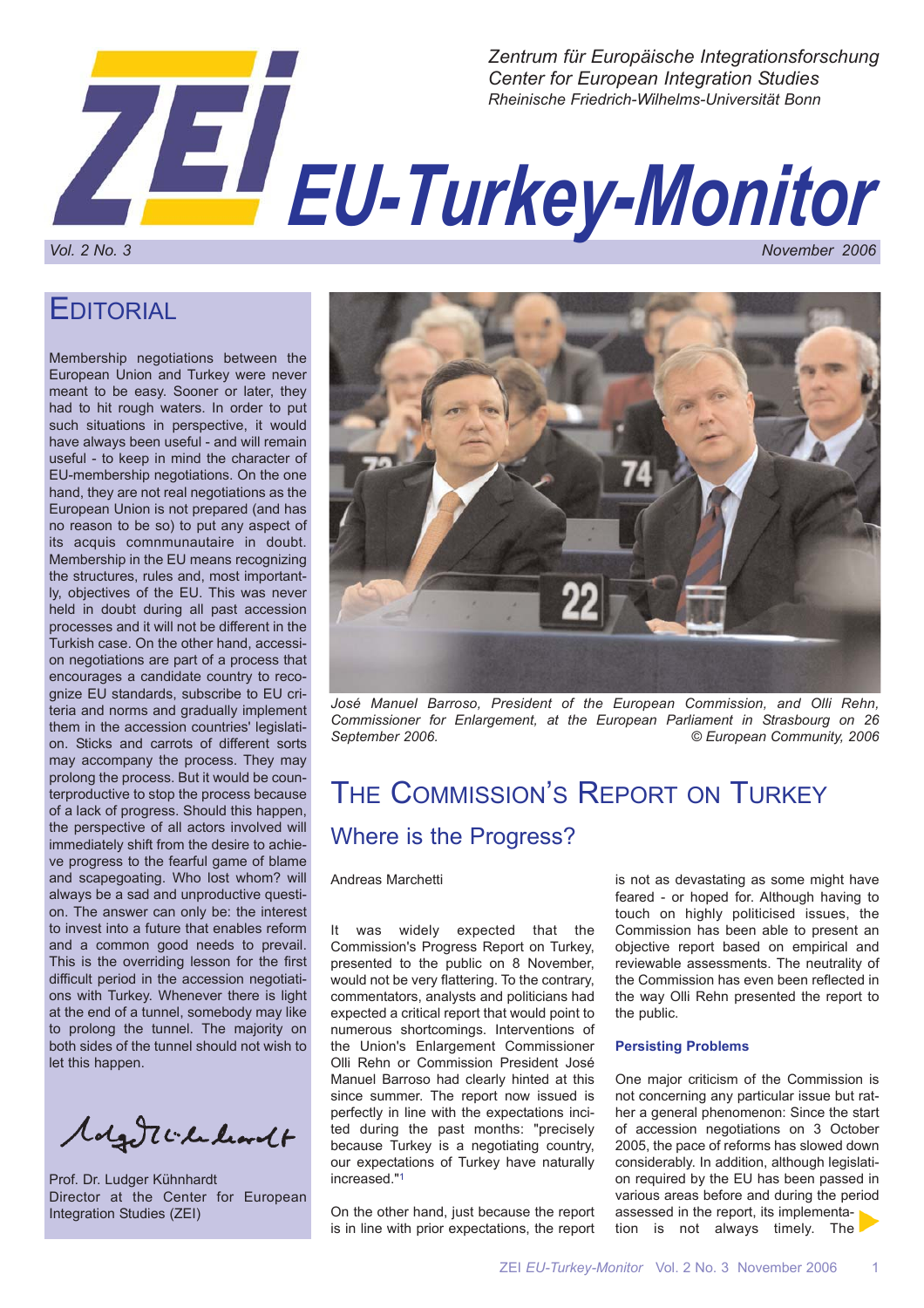*Zentrum für Europäische Integrationsforschung*
*Center for European Integration Studies*
*Rheinische Friedrich-Wilhelms-Universität Bonn*

# ZEI EU-Turkey-Monitor

*Vol. 2 No. 3* *November 2006*

## Editorial

Membership negotiations between the European Union and Turkey were never meant to be easy. Sooner or later, they had to hit rough waters. In order to put such situations in perspective, it would have always been useful - and will remain useful - to keep in mind the character of EU-membership negotiations. On the one hand, they are not real negotiations as the European Union is not prepared (and has no reason to be so) to put any aspect of its acquis comnmunautaire in doubt. Membership in the EU means recognizing the structures, rules and, most importantly, objectives of the EU. This was never held in doubt during all past accession processes and it will not be different in the Turkish case. On the other hand, accession negotiations are part of a process that encourages a candidate country to recognize EU standards, subscribe to EU criteria and norms and gradually implement them in the accession countries' legislation. Sticks and carrots of different sorts may accompany the process. They may prolong the process. But it would be counterproductive to stop the process because of a lack of progress. Should this happen, the perspective of all actors involved will immediately shift from the desire to achieve progress to the fearful game of blame and scapegoating. Who lost whom? will always be a sad and unproductive question. The answer can only be: the interest to invest into a future that enables reform and a common good needs to prevail. This is the overriding lesson for the first difficult period in the accession negotiations with Turkey. Whenever there is light at the end of a tunnel, somebody may like to prolong the tunnel. The majority on both sides of the tunnel should not wish to let this happen.

Prof. Dr. Ludger Kühnhardt
Director at the Center for European Integration Studies (ZEI)

*José Manuel Barroso, President of the European Commission, and Olli Rehn, Commissioner for Enlargement, at the European Parliament in Strasbourg on 26 September 2006.* *© European Community, 2006*

## The Commission's Report on Turkey

### Where is the Progress?

Andreas Marchetti

It was widely expected that the Commission's Progress Report on Turkey, presented to the public on 8 November, would not be very flattering. To the contrary, commentators, analysts and politicians had expected a critical report that would point to numerous shortcomings. Interventions of the Union's Enlargement Commissioner Olli Rehn or Commission President José Manuel Barroso had clearly hinted at this since summer. The report now issued is perfectly in line with the expectations incited during the past months: "precisely because Turkey is a negotiating country, our expectations of Turkey have naturally increased."[1]

On the other hand, just because the report is in line with prior expectations, the report is not as devastating as some might have feared - or hoped for. Although having to touch on highly politicised issues, the Commission has been able to present an objective report based on empirical and reviewable assessments. The neutrality of the Commission has even been reflected in the way Olli Rehn presented the report to the public.

#### Persisting Problems

One major criticism of the Commission is not concerning any particular issue but rather a general phenomenon: Since the start of accession negotiations on 3 October 2005, the pace of reforms has slowed down considerably. In addition, although legislation required by the EU has been passed in various areas before and during the period assessed in the report, its implementation is not always timely. The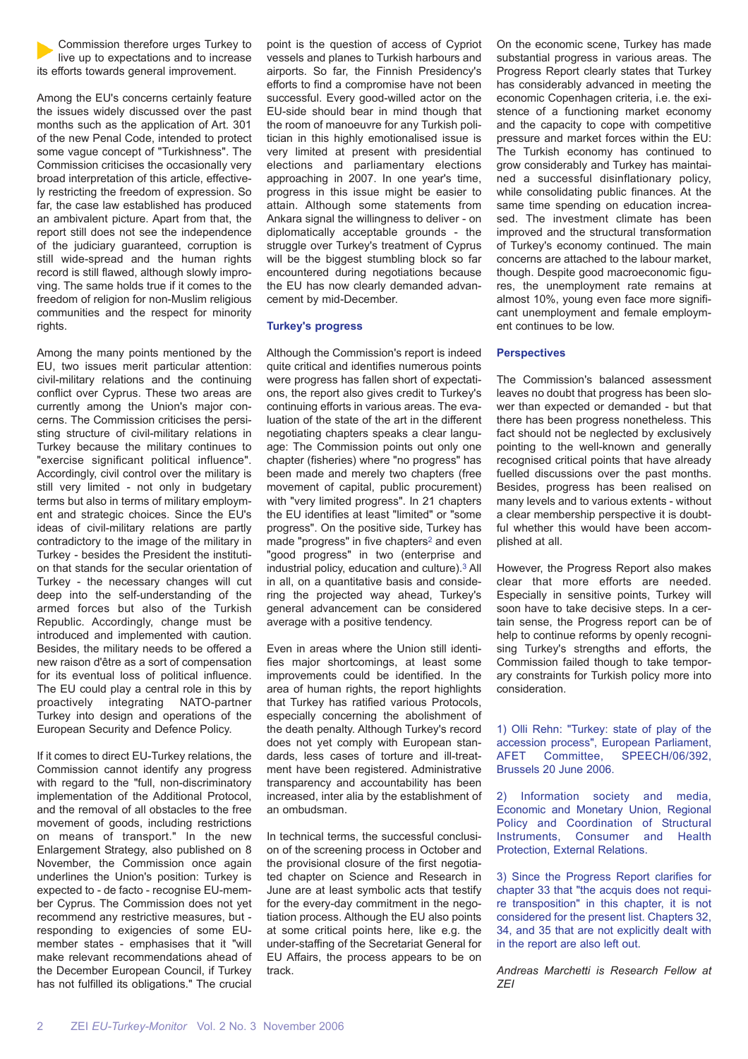Commission therefore urges Turkey to live up to expectations and to increase its efforts towards general improvement.

Among the EU's concerns certainly feature the issues widely discussed over the past months such as the application of Art. 301 of the new Penal Code, intended to protect some vague concept of "Turkishness". The Commission criticises the occasionally very broad interpretation of this article, effectively restricting the freedom of expression. So far, the case law established has produced an ambivalent picture. Apart from that, the report still does not see the independence of the judiciary guaranteed, corruption is still wide-spread and the human rights record is still flawed, although slowly improving. The same holds true if it comes to the freedom of religion for non-Muslim religious communities and the respect for minority rights.

Among the many points mentioned by the EU, two issues merit particular attention: civil-military relations and the continuing conflict over Cyprus. These two areas are currently among the Union's major concerns. The Commission criticises the persisting structure of civil-military relations in Turkey because the military continues to "exercise significant political influence". Accordingly, civil control over the military is still very limited - not only in budgetary terms but also in terms of military employment and strategic choices. Since the EU's ideas of civil-military relations are partly contradictory to the image of the military in Turkey - besides the President the institution that stands for the secular orientation of Turkey - the necessary changes will cut deep into the self-understanding of the armed forces but also of the Turkish Republic. Accordingly, change must be introduced and implemented with caution. Besides, the military needs to be offered a new raison d'être as a sort of compensation for its eventual loss of political influence. The EU could play a central role in this by proactively integrating NATO-partner Turkey into design and operations of the European Security and Defence Policy.

If it comes to direct EU-Turkey relations, the Commission cannot identify any progress with regard to the "full, non-discriminatory implementation of the Additional Protocol, and the removal of all obstacles to the free movement of goods, including restrictions on means of transport." In the new Enlargement Strategy, also published on 8 November, the Commission once again underlines the Union's position: Turkey is expected to - de facto - recognise EU-member Cyprus. The Commission does not yet recommend any restrictive measures, but - responding to exigencies of some EU-member states - emphasises that it "will make relevant recommendations ahead of the December European Council, if Turkey has not fulfilled its obligations." The crucial point is the question of access of Cypriot vessels and planes to Turkish harbours and airports. So far, the Finnish Presidency's efforts to find a compromise have not been successful. Every good-willed actor on the EU-side should bear in mind though that the room of manoeuvre for any Turkish politician in this highly emotionalised issue is very limited at present with presidential elections and parliamentary elections approaching in 2007. In one year's time, progress in this issue might be easier to attain. Although some statements from Ankara signal the willingness to deliver - on diplomatically acceptable grounds - the struggle over Turkey's treatment of Cyprus will be the biggest stumbling block so far encountered during negotiations because the EU has now clearly demanded advancement by mid-December.

### Turkey's progress

Although the Commission's report is indeed quite critical and identifies numerous points were progress has fallen short of expectations, the report also gives credit to Turkey's continuing efforts in various areas. The evaluation of the state of the art in the different negotiating chapters speaks a clear language: The Commission points out only one chapter (fisheries) where "no progress" has been made and merely two chapters (free movement of capital, public procurement) with "very limited progress". In 21 chapters the EU identifies at least "limited" or "some progress". On the positive side, Turkey has made "progress" in five chapters[2] and even "good progress" in two (enterprise and industrial policy, education and culture).[3] All in all, on a quantitative basis and considering the projected way ahead, Turkey's general advancement can be considered average with a positive tendency.

Even in areas where the Union still identifies major shortcomings, at least some improvements could be identified. In the area of human rights, the report highlights that Turkey has ratified various Protocols, especially concerning the abolishment of the death penalty. Although Turkey's record does not yet comply with European standards, less cases of torture and ill-treatment have been registered. Administrative transparency and accountability has been increased, inter alia by the establishment of an ombudsman.

In technical terms, the successful conclusion of the screening process in October and the provisional closure of the first negotiated chapter on Science and Research in June are at least symbolic acts that testify for the every-day commitment in the negotiation process. Although the EU also points at some critical points here, like e.g. the under-staffing of the Secretariat General for EU Affairs, the process appears to be on track.

On the economic scene, Turkey has made substantial progress in various areas. The Progress Report clearly states that Turkey has considerably advanced in meeting the economic Copenhagen criteria, i.e. the existence of a functioning market economy and the capacity to cope with competitive pressure and market forces within the EU: The Turkish economy has continued to grow considerably and Turkey has maintained a successful disinflationary policy, while consolidating public finances. At the same time spending on education increased. The investment climate has been improved and the structural transformation of Turkey's economy continued. The main concerns are attached to the labour market, though. Despite good macroeconomic figures, the unemployment rate remains at almost 10%, young even face more significant unemployment and female employment continues to be low.

### Perspectives

The Commission's balanced assessment leaves no doubt that progress has been slower than expected or demanded - but that there has been progress nonetheless. This fact should not be neglected by exclusively pointing to the well-known and generally recognised critical points that have already fuelled discussions over the past months. Besides, progress has been realised on many levels and to various extents - without a clear membership perspective it is doubtful whether this would have been accomplished at all.

However, the Progress Report also makes clear that more efforts are needed. Especially in sensitive points, Turkey will soon have to take decisive steps. In a certain sense, the Progress report can be of help to continue reforms by openly recognising Turkey's strengths and efforts, the Commission failed though to take temporary constraints for Turkish policy more into consideration.

1) Olli Rehn: "Turkey: state of play of the accession process", European Parliament, AFET Committee, SPEECH/06/392, Brussels 20 June 2006.

2) Information society and media, Economic and Monetary Union, Regional Policy and Coordination of Structural Instruments, Consumer and Health Protection, External Relations.

3) Since the Progress Report clarifies for chapter 33 that "the acquis does not require transposition" in this chapter, it is not considered for the present list. Chapters 32, 34, and 35 that are not explicitly dealt with in the report are also left out.

*Andreas Marchetti is Research Fellow at ZEI*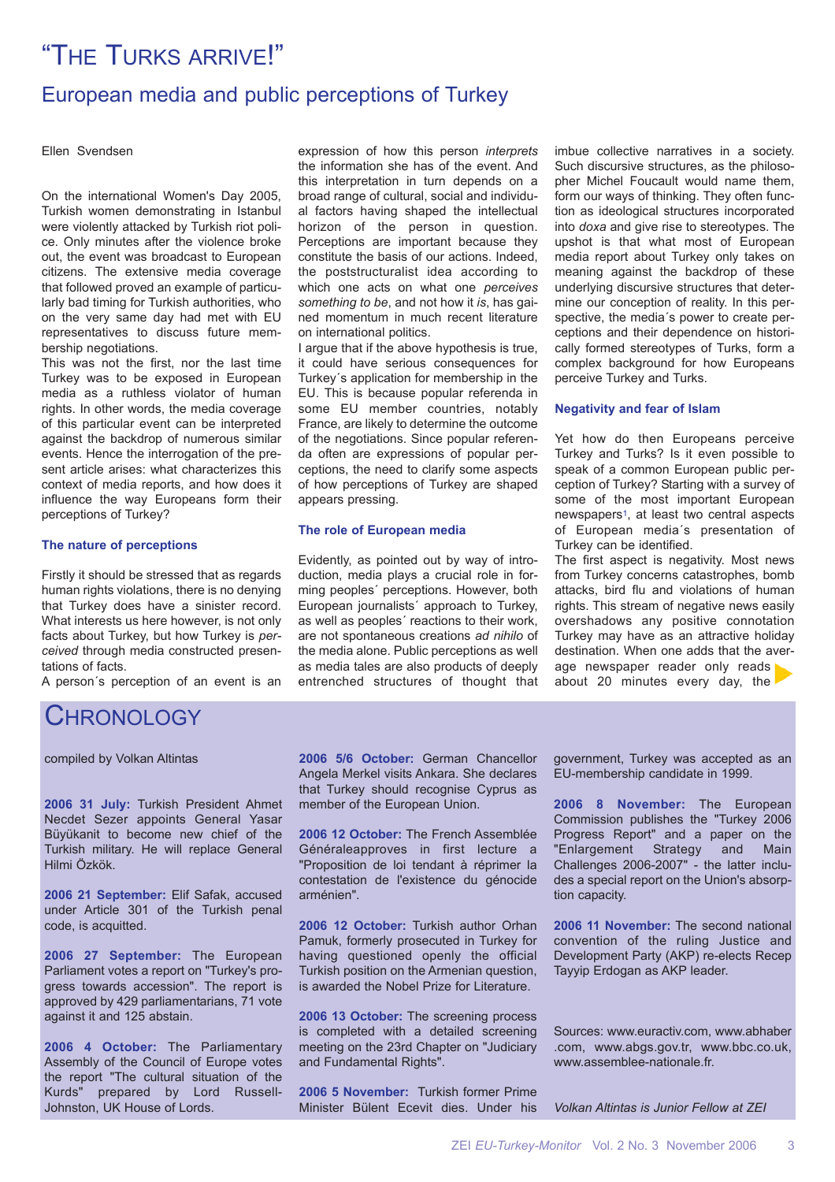# "The Turks arrive!"

## European media and public perceptions of Turkey

Ellen Svendsen

On the international Women's Day 2005, Turkish women demonstrating in Istanbul were violently attacked by Turkish riot police. Only minutes after the violence broke out, the event was broadcast to European citizens. The extensive media coverage that followed proved an example of particularly bad timing for Turkish authorities, who on the very same day had met with EU representatives to discuss future membership negotiations.

This was not the first, nor the last time Turkey was to be exposed in European media as a ruthless violator of human rights. In other words, the media coverage of this particular event can be interpreted against the backdrop of numerous similar events. Hence the interrogation of the present article arises: what characterizes this context of media reports, and how does it influence the way Europeans form their perceptions of Turkey?

### The nature of perceptions

Firstly it should be stressed that as regards human rights violations, there is no denying that Turkey does have a sinister record. What interests us here however, is not only facts about Turkey, but how Turkey is *perceived* through media constructed presentations of facts.

A person´s perception of an event is an expression of how this person *interprets* the information she has of the event. And this interpretation in turn depends on a broad range of cultural, social and individual factors having shaped the intellectual horizon of the person in question. Perceptions are important because they constitute the basis of our actions. Indeed, the poststructuralist idea according to which one acts on what one *perceives something to be*, and not how it *is*, has gained momentum in much recent literature on international politics.

I argue that if the above hypothesis is true, it could have serious consequences for Turkey´s application for membership in the EU. This is because popular referenda in some EU member countries, notably France, are likely to determine the outcome of the negotiations. Since popular referenda often are expressions of popular perceptions, the need to clarify some aspects of how perceptions of Turkey are shaped appears pressing.

### The role of European media

Evidently, as pointed out by way of introduction, media plays a crucial role in forming peoples´ perceptions. However, both European journalists´ approach to Turkey, as well as peoples´ reactions to their work, are not spontaneous creations *ad nihilo* of the media alone. Public perceptions as well as media tales are also products of deeply entrenched structures of thought that imbue collective narratives in a society. Such discursive structures, as the philosopher Michel Foucault would name them, form our ways of thinking. They often function as ideological structures incorporated into *doxa* and give rise to stereotypes. The upshot is that what most of European media report about Turkey only takes on meaning against the backdrop of these underlying discursive structures that determine our conception of reality. In this perspective, the media´s power to create perceptions and their dependence on historically formed stereotypes of Turks, form a complex background for how Europeans perceive Turkey and Turks.

### Negativity and fear of Islam

Yet how do then Europeans perceive Turkey and Turks? Is it even possible to speak of a common European public perception of Turkey? Starting with a survey of some of the most important European newspapers[1], at least two central aspects of European media´s presentation of Turkey can be identified.

The first aspect is negativity. Most news from Turkey concerns catastrophes, bomb attacks, bird flu and violations of human rights. This stream of negative news easily overshadows any positive connotation Turkey may have as an attractive holiday destination. When one adds that the average newspaper reader only reads about 20 minutes every day, the

# Chronology

compiled by Volkan Altintas

**2006 31 July:** Turkish President Ahmet Necdet Sezer appoints General Yasar Büyükanit to become new chief of the Turkish military. He will replace General Hilmi Özkök.

**2006 21 September:** Elif Safak, accused under Article 301 of the Turkish penal code, is acquitted.

**2006 27 September:** The European Parliament votes a report on "Turkey's progress towards accession". The report is approved by 429 parliamentarians, 71 vote against it and 125 abstain.

**2006 4 October:** The Parliamentary Assembly of the Council of Europe votes the report "The cultural situation of the Kurds" prepared by Lord Russell-Johnston, UK House of Lords.

**2006 5/6 October:** German Chancellor Angela Merkel visits Ankara. She declares that Turkey should recognise Cyprus as member of the European Union.

**2006 12 October:** The French Assemblée Généraleapproves in first lecture a "Proposition de loi tendant à réprimer la contestation de l'existence du génocide arménien".

**2006 12 October:** Turkish author Orhan Pamuk, formerly prosecuted in Turkey for having questioned openly the official Turkish position on the Armenian question, is awarded the Nobel Prize for Literature.

**2006 13 October:** The screening process is completed with a detailed screening meeting on the 23rd Chapter on "Judiciary and Fundamental Rights".

**2006 5 November:** Turkish former Prime Minister Bülent Ecevit dies. Under his government, Turkey was accepted as an EU-membership candidate in 1999.

**2006 8 November:** The European Commission publishes the "Turkey 2006 Progress Report" and a paper on the "Enlargement Strategy and Main Challenges 2006-2007" - the latter includes a special report on the Union's absorption capacity.

**2006 11 November:** The second national convention of the ruling Justice and Development Party (AKP) re-elects Recep Tayyip Erdogan as AKP leader.

Sources: www.euractiv.com, www.abhaber.com, www.abgs.gov.tr, www.bbc.co.uk, www.assemblee-nationale.fr.

*Volkan Altintas is Junior Fellow at ZEI*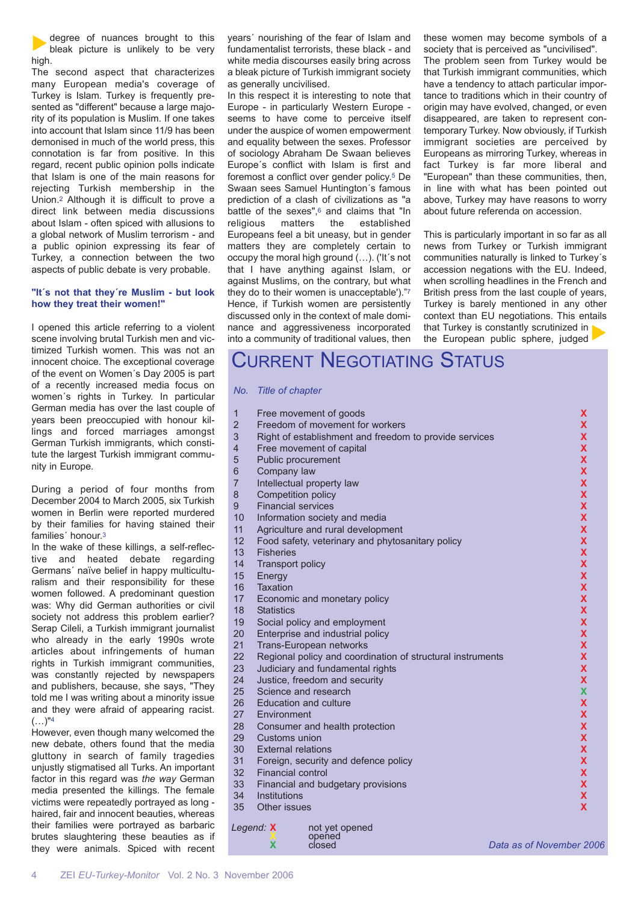degree of nuances brought to this bleak picture is unlikely to be very high.

The second aspect that characterizes many European media's coverage of Turkey is Islam. Turkey is frequently presented as "different" because a large majority of its population is Muslim. If one takes into account that Islam since 11/9 has been demonised in much of the world press, this connotation is far from positive. In this regard, recent public opinion polls indicate that Islam is one of the main reasons for rejecting Turkish membership in the Union.[2] Although it is difficult to prove a direct link between media discussions about Islam - often spiced with allusions to a global network of Muslim terrorism - and a public opinion expressing its fear of Turkey, a connection between the two aspects of public debate is very probable.

### "It´s not that they´re Muslim - but look how they treat their women!"

I opened this article referring to a violent scene involving brutal Turkish men and victimized Turkish women. This was not an innocent choice. The exceptional coverage of the event on Women´s Day 2005 is part of a recently increased media focus on women´s rights in Turkey. In particular German media has over the last couple of years been preoccupied with honour killings and forced marriages amongst German Turkish immigrants, which constitute the largest Turkish immigrant community in Europe.

During a period of four months from December 2004 to March 2005, six Turkish women in Berlin were reported murdered by their families for having stained their families´ honour.[3]

In the wake of these killings, a self-reflective and heated debate regarding Germans´ naïve belief in happy multiculturalism and their responsibility for these women followed. A predominant question was: Why did German authorities or civil society not address this problem earlier? Serap Cileli, a Turkish immigrant journalist who already in the early 1990s wrote articles about infringements of human rights in Turkish immigrant communities, was constantly rejected by newspapers and publishers, because, she says, "They told me I was writing about a minority issue and they were afraid of appearing racist. (…)"[4]

However, even though many welcomed the new debate, others found that the media gluttony in search of family tragedies unjustly stigmatised all Turks. An important factor in this regard was *the way* German media presented the killings. The female victims were repeatedly portrayed as long - haired, fair and innocent beauties, whereas their families were portrayed as barbaric brutes slaughtering these beauties as if they were animals. Spiced with recent years´ nourishing of the fear of Islam and fundamentalist terrorists, these black - and white media discourses easily bring across a bleak picture of Turkish immigrant society as generally uncivilised.

In this respect it is interesting to note that Europe - in particularly Western Europe - seems to have come to perceive itself under the auspice of women empowerment and equality between the sexes. Professor of sociology Abraham De Swaan believes Europe´s conflict with Islam is first and foremost a conflict over gender policy.[5] De Swaan sees Samuel Huntington´s famous prediction of a clash of civilizations as "a battle of the sexes",[6] and claims that "In religious matters the established Europeans feel a bit uneasy, but in gender matters they are completely certain to occupy the moral high ground (…). ('It´s not that I have anything against Islam, or against Muslims, on the contrary, but what they do to their women is unacceptable')."[7] Hence, if Turkish women are persistently discussed only in the context of male dominance and aggressiveness incorporated into a community of traditional values, then these women may become symbols of a society that is perceived as "uncivilised". The problem seen from Turkey would be that Turkish immigrant communities, which have a tendency to attach particular importance to traditions which in their country of origin may have evolved, changed, or even disappeared, are taken to represent contemporary Turkey. Now obviously, if Turkish immigrant societies are perceived by Europeans as mirroring Turkey, whereas in fact Turkey is far more liberal and "European" than these communities, then, in line with what has been pointed out above, Turkey may have reasons to worry about future referenda on accession.

This is particularly important in so far as all news from Turkey or Turkish immigrant communities naturally is linked to Turkey´s accession negations with the EU. Indeed, when scrolling headlines in the French and British press from the last couple of years, Turkey is barely mentioned in any other context than EU negotiations. This entails that Turkey is constantly scrutinized in the European public sphere, judged

## Current Negotiating Status

| No. | Title of chapter | |
|---|---|---|
| 1 | Free movement of goods | X |
| 2 | Freedom of movement for workers | X |
| 3 | Right of establishment and freedom to provide services | X |
| 4 | Free movement of capital | X |
| 5 | Public procurement | X |
| 6 | Company law | X |
| 7 | Intellectual property law | X |
| 8 | Competition policy | X |
| 9 | Financial services | X |
| 10 | Information society and media | X |
| 11 | Agriculture and rural development | X |
| 12 | Food safety, veterinary and phytosanitary policy | X |
| 13 | Fisheries | X |
| 14 | Transport policy | X |
| 15 | Energy | X |
| 16 | Taxation | X |
| 17 | Economic and monetary policy | X |
| 18 | Statistics | X |
| 19 | Social policy and employment | X |
| 20 | Enterprise and industrial policy | X |
| 21 | Trans-European networks | X |
| 22 | Regional policy and coordination of structural instruments | X |
| 23 | Judiciary and fundamental rights | X |
| 24 | Justice, freedom and security | X |
| 25 | Science and research | X (closed) |
| 26 | Education and culture | X |
| 27 | Environment | X |
| 28 | Consumer and health protection | X |
| 29 | Customs union | X |
| 30 | External relations | X |
| 31 | Foreign, security and defence policy | X |
| 32 | Financial control | X |
| 33 | Financial and budgetary provisions | X |
| 34 | Institutions | X |
| 35 | Other issues | X |

*Legend:* X (red) not yet opened; X (yellow) opened; X (green) closed

*Data as of November 2006*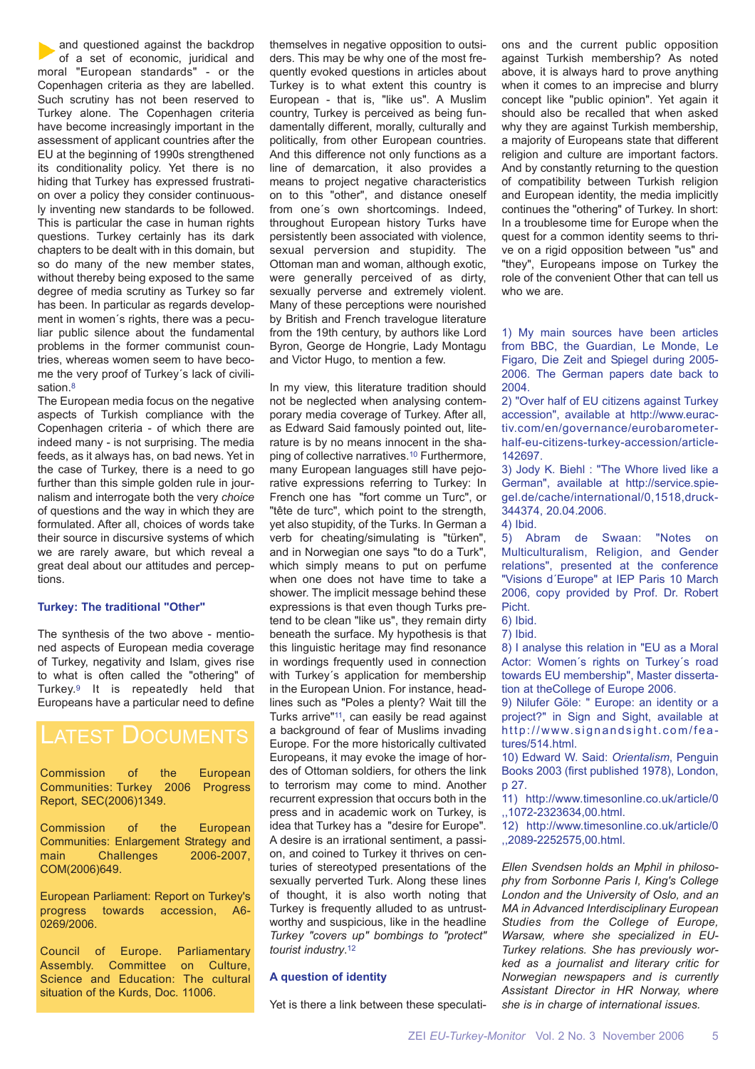and questioned against the backdrop of a set of economic, juridical and moral "European standards" - or the Copenhagen criteria as they are labelled. Such scrutiny has not been reserved to Turkey alone. The Copenhagen criteria have become increasingly important in the assessment of applicant countries after the EU at the beginning of 1990s strengthened its conditionality policy. Yet there is no hiding that Turkey has expressed frustration over a policy they consider continuously inventing new standards to be followed. This is particular the case in human rights questions. Turkey certainly has its dark chapters to be dealt with in this domain, but so do many of the new member states, without thereby being exposed to the same degree of media scrutiny as Turkey so far has been. In particular as regards development in women´s rights, there was a peculiar public silence about the fundamental problems in the former communist countries, whereas women seem to have become the very proof of Turkey´s lack of civilisation.[8]

The European media focus on the negative aspects of Turkish compliance with the Copenhagen criteria - of which there are indeed many - is not surprising. The media feeds, as it always has, on bad news. Yet in the case of Turkey, there is a need to go further than this simple golden rule in journalism and interrogate both the very *choice* of questions and the way in which they are formulated. After all, choices of words take their source in discursive systems of which we are rarely aware, but which reveal a great deal about our attitudes and perceptions.

### Turkey: The traditional "Other"

The synthesis of the two above - mentioned aspects of European media coverage of Turkey, negativity and Islam, gives rise to what is often called the "othering" of Turkey.[9] It is repeatedly held that Europeans have a particular need to define themselves in negative opposition to outsiders. This may be why one of the most frequently evoked questions in articles about Turkey is to what extent this country is European - that is, "like us". A Muslim country, Turkey is perceived as being fundamentally different, morally, culturally and politically, from other European countries. And this difference not only functions as a line of demarcation, it also provides a means to project negative characteristics on to this "other", and distance oneself from one´s own shortcomings. Indeed, throughout European history Turks have persistently been associated with violence, sexual perversion and stupidity. The Ottoman man and woman, although exotic, were generally perceived of as dirty, sexually perverse and extremely violent. Many of these perceptions were nourished by British and French travelogue literature from the 19th century, by authors like Lord Byron, George de Hongrie, Lady Montagu and Victor Hugo, to mention a few.

In my view, this literature tradition should not be neglected when analysing contemporary media coverage of Turkey. After all, as Edward Said famously pointed out, literature is by no means innocent in the shaping of collective narratives.[10] Furthermore, many European languages still have pejorative expressions referring to Turkey: In French one has "fort comme un Turc", or "tête de turc", which point to the strength, yet also stupidity, of the Turks. In German a verb for cheating/simulating is "türken", and in Norwegian one says "to do a Turk", which simply means to put on perfume when one does not have time to take a shower. The implicit message behind these expressions is that even though Turks pretend to be clean "like us", they remain dirty beneath the surface. My hypothesis is that this linguistic heritage may find resonance in wordings frequently used in connection with Turkey´s application for membership in the European Union. For instance, headlines such as "Poles a plenty? Wait till the Turks arrive"[11], can easily be read against a background of fear of Muslims invading Europe. For the more historically cultivated Europeans, it may evoke the image of hordes of Ottoman soldiers, for others the link to terrorism may come to mind. Another recurrent expression that occurs both in the press and in academic work on Turkey, is idea that Turkey has a "desire for Europe". A desire is an irrational sentiment, a passion, and coined to Turkey it thrives on centuries of stereotyped presentations of the sexually perverted Turk. Along these lines of thought, it is also worth noting that Turkey is frequently alluded to as untrustworthy and suspicious, like in the headline *Turkey "covers up" bombings to "protect" tourist industry*.[12]

### A question of identity

Yet is there a link between these speculations and the current public opposition against Turkish membership? As noted above, it is always hard to prove anything when it comes to an imprecise and blurry concept like "public opinion". Yet again it should also be recalled that when asked why they are against Turkish membership, a majority of Europeans state that different religion and culture are important factors. And by constantly returning to the question of compatibility between Turkish religion and European identity, the media implicitly continues the "othering" of Turkey. In short: In a troublesome time for Europe when the quest for a common identity seems to thrive on a rigid opposition between "us" and "they", Europeans impose on Turkey the role of the convenient Other that can tell us who we are.

1) My main sources have been articles from BBC, the Guardian, Le Monde, Le Figaro, Die Zeit and Spiegel during 2005-2006. The German papers date back to 2004.
2) "Over half of EU citizens against Turkey accession", available at http://www.euractiv.com/en/governance/eurobarometer-half-eu-citizens-turkey-accession/article-142697.
3) Jody K. Biehl : "The Whore lived like a German", available at http://service.spiegel.de/cache/international/0,1518,druck-344374, 20.04.2006.
4) Ibid.
5) Abram de Swaan: "Notes on Multiculturalism, Religion, and Gender relations", presented at the conference "Visions d´Europe" at IEP Paris 10 March 2006, copy provided by Prof. Dr. Robert Picht.
6) Ibid.
7) Ibid.
8) I analyse this relation in "EU as a Moral Actor: Women´s rights on Turkey´s road towards EU membership", Master dissertation at theCollege of Europe 2006.
9) Nilufer Göle: " Europe: an identity or a project?" in Sign and Sight, available at http://www.signandsight.com/features/514.html.
10) Edward W. Said: *Orientalism*, Penguin Books 2003 (first published 1978), London, p 27.
11) http://www.timesonline.co.uk/article/0,,1072-2323634,00.html.
12) http://www.timesonline.co.uk/article/0,,2089-2252575,00.html.

*Ellen Svendsen holds an Mphil in philosophy from Sorbonne Paris I, King's College London and the University of Oslo, and an MA in Advanced Interdisciplinary European Studies from the College of Europe, Warsaw, where she specialized in EU-Turkey relations. She has previously worked as a journalist and literary critic for Norwegian newspapers and is currently Assistant Director in HR Norway, where she is in charge of international issues.*

## Latest Documents

Commission of the European Communities: Turkey 2006 Progress Report, SEC(2006)1349.

Commission of the European Communities: Enlargement Strategy and main Challenges 2006-2007, COM(2006)649.

European Parliament: Report on Turkey's progress towards accession, A6-0269/2006.

Council of Europe. Parliamentary Assembly. Committee on Culture, Science and Education: The cultural situation of the Kurds, Doc. 11006.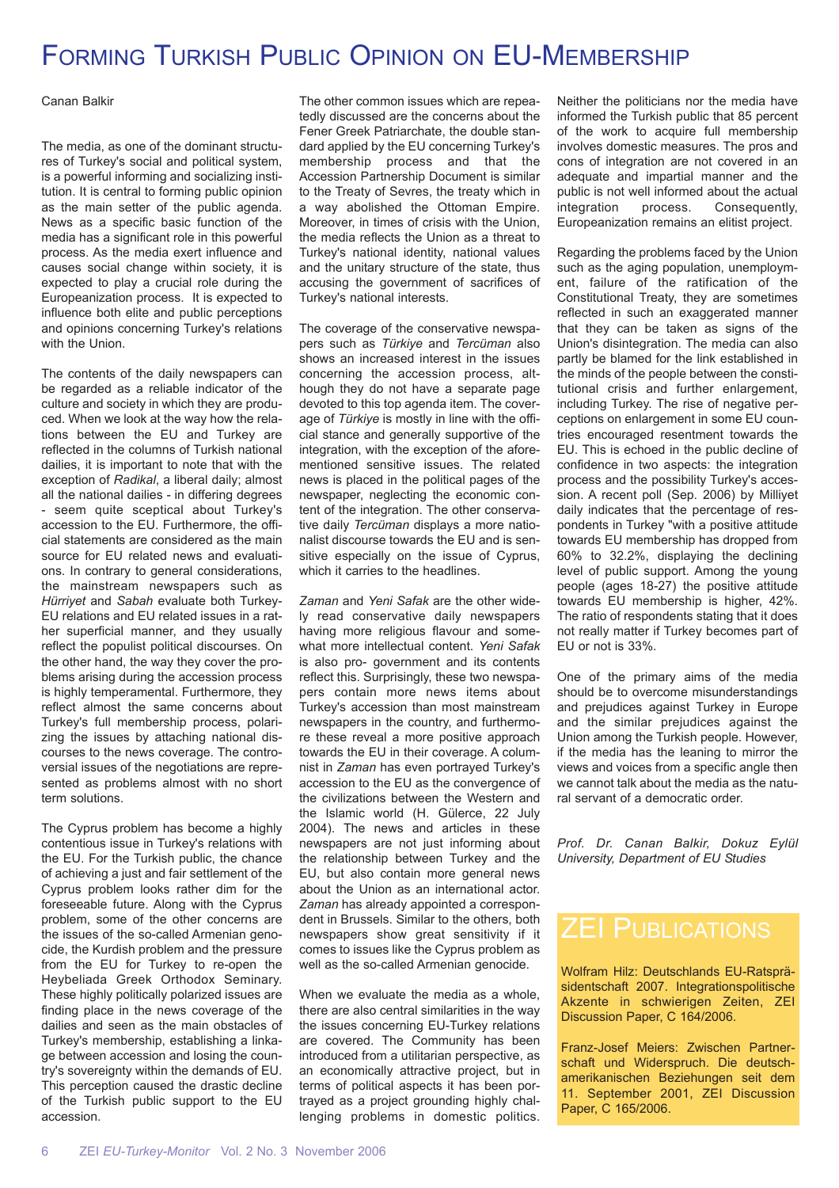# Forming Turkish Public Opinion on EU-Membership

Canan Balkir

The media, as one of the dominant structures of Turkey's social and political system, is a powerful informing and socializing institution. It is central to forming public opinion as the main setter of the public agenda. News as a specific basic function of the media has a significant role in this powerful process. As the media exert influence and causes social change within society, it is expected to play a crucial role during the Europeanization process. It is expected to influence both elite and public perceptions and opinions concerning Turkey's relations with the Union.

The contents of the daily newspapers can be regarded as a reliable indicator of the culture and society in which they are produced. When we look at the way how the relations between the EU and Turkey are reflected in the columns of Turkish national dailies, it is important to note that with the exception of *Radikal*, a liberal daily; almost all the national dailies - in differing degrees - seem quite sceptical about Turkey's accession to the EU. Furthermore, the official statements are considered as the main source for EU related news and evaluations. In contrary to general considerations, the mainstream newspapers such as *Hürriyet* and *Sabah* evaluate both Turkey-EU relations and EU related issues in a rather superficial manner, and they usually reflect the populist political discourses. On the other hand, the way they cover the problems arising during the accession process is highly temperamental. Furthermore, they reflect almost the same concerns about Turkey's full membership process, polarizing the issues by attaching national discourses to the news coverage. The controversial issues of the negotiations are represented as problems almost with no short term solutions.

The Cyprus problem has become a highly contentious issue in Turkey's relations with the EU. For the Turkish public, the chance of achieving a just and fair settlement of the Cyprus problem looks rather dim for the foreseeable future. Along with the Cyprus problem, some of the other concerns are the issues of the so-called Armenian genocide, the Kurdish problem and the pressure from the EU for Turkey to re-open the Heybeliada Greek Orthodox Seminary. These highly politically polarized issues are finding place in the news coverage of the dailies and seen as the main obstacles of Turkey's membership, establishing a linkage between accession and losing the country's sovereignty within the demands of EU. This perception caused the drastic decline of the Turkish public support to the EU accession.

The other common issues which are repeatedly discussed are the concerns about the Fener Greek Patriarchate, the double standard applied by the EU concerning Turkey's membership process and that the Accession Partnership Document is similar to the Treaty of Sevres, the treaty which in a way abolished the Ottoman Empire. Moreover, in times of crisis with the Union, the media reflects the Union as a threat to Turkey's national identity, national values and the unitary structure of the state, thus accusing the government of sacrifices of Turkey's national interests.

The coverage of the conservative newspapers such as *Türkiye* and *Tercüman* also shows an increased interest in the issues concerning the accession process, although they do not have a separate page devoted to this top agenda item. The coverage of *Türkiye* is mostly in line with the official stance and generally supportive of the integration, with the exception of the aforementioned sensitive issues. The related news is placed in the political pages of the newspaper, neglecting the economic content of the integration. The other conservative daily *Tercüman* displays a more nationalist discourse towards the EU and is sensitive especially on the issue of Cyprus, which it carries to the headlines.

*Zaman* and *Yeni Safak* are the other widely read conservative daily newspapers having more religious flavour and somewhat more intellectual content. *Yeni Safak* is also pro- government and its contents reflect this. Surprisingly, these two newspapers contain more news items about Turkey's accession than most mainstream newspapers in the country, and furthermore these reveal a more positive approach towards the EU in their coverage. A columnist in *Zaman* has even portrayed Turkey's accession to the EU as the convergence of the civilizations between the Western and the Islamic world (H. Gülerce, 22 July 2004). The news and articles in these newspapers are not just informing about the relationship between Turkey and the EU, but also contain more general news about the Union as an international actor. *Zaman* has already appointed a correspondent in Brussels. Similar to the others, both newspapers show great sensitivity if it comes to issues like the Cyprus problem as well as the so-called Armenian genocide.

When we evaluate the media as a whole, there are also central similarities in the way the issues concerning EU-Turkey relations are covered. The Community has been introduced from a utilitarian perspective, as an economically attractive project, but in terms of political aspects it has been portrayed as a project grounding highly challenging problems in domestic politics. Neither the politicians nor the media have informed the Turkish public that 85 percent of the work to acquire full membership involves domestic measures. The pros and cons of integration are not covered in an adequate and impartial manner and the public is not well informed about the actual integration process. Consequently, Europeanization remains an elitist project.

Regarding the problems faced by the Union such as the aging population, unemployment, failure of the ratification of the Constitutional Treaty, they are sometimes reflected in such an exaggerated manner that they can be taken as signs of the Union's disintegration. The media can also partly be blamed for the link established in the minds of the people between the constitutional crisis and further enlargement, including Turkey. The rise of negative perceptions on enlargement in some EU countries encouraged resentment towards the EU. This is echoed in the public decline of confidence in two aspects: the integration process and the possibility Turkey's accession. A recent poll (Sep. 2006) by Milliyet daily indicates that the percentage of respondents in Turkey "with a positive attitude towards EU membership has dropped from 60% to 32.2%, displaying the declining level of public support. Among the young people (ages 18-27) the positive attitude towards EU membership is higher, 42%. The ratio of respondents stating that it does not really matter if Turkey becomes part of EU or not is 33%.

One of the primary aims of the media should be to overcome misunderstandings and prejudices against Turkey in Europe and the similar prejudices against the Union among the Turkish people. However, if the media has the leaning to mirror the views and voices from a specific angle then we cannot talk about the media as the natural servant of a democratic order.

*Prof. Dr. Canan Balkir, Dokuz Eylül University, Department of EU Studies*

## ZEI Publications

Wolfram Hilz: Deutschlands EU-Ratspräsidentschaft 2007. Integrationspolitische Akzente in schwierigen Zeiten, ZEI Discussion Paper, C 164/2006.

Franz-Josef Meiers: Zwischen Partnerschaft und Widerspruch. Die deutsch-amerikanischen Beziehungen seit dem 11. September 2001, ZEI Discussion Paper, C 165/2006.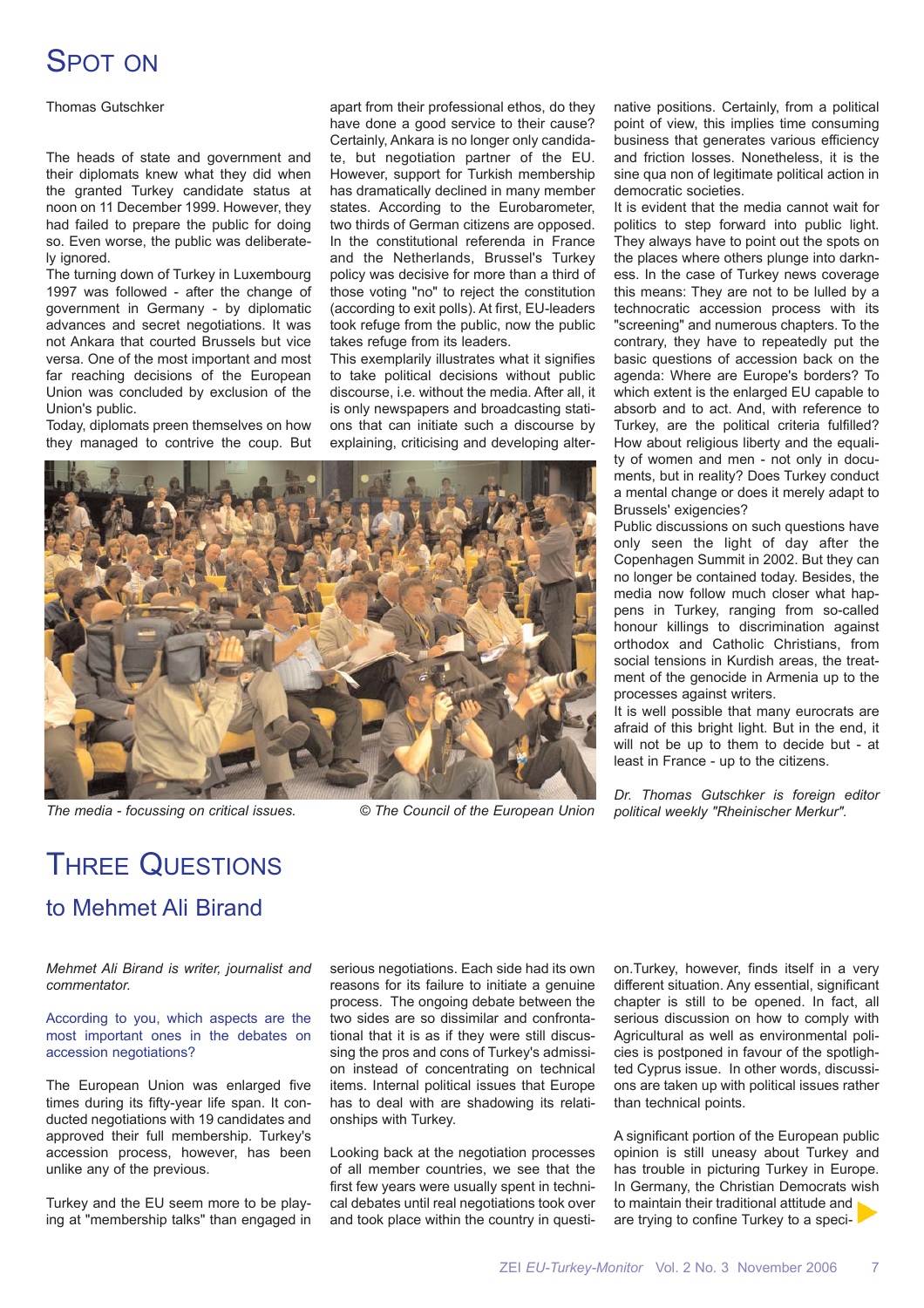# Spot on

Thomas Gutschker

The heads of state and government and their diplomats knew what they did when the granted Turkey candidate status at noon on 11 December 1999. However, they had failed to prepare the public for doing so. Even worse, the public was deliberately ignored.

The turning down of Turkey in Luxembourg 1997 was followed - after the change of government in Germany - by diplomatic advances and secret negotiations. It was not Ankara that courted Brussels but vice versa. One of the most important and most far reaching decisions of the European Union was concluded by exclusion of the Union's public.

Today, diplomats preen themselves on how they managed to contrive the coup. But apart from their professional ethos, do they have done a good service to their cause? Certainly, Ankara is no longer only candidate, but negotiation partner of the EU. However, support for Turkish membership has dramatically declined in many member states. According to the Eurobarometer, two thirds of German citizens are opposed. In the constitutional referenda in France and the Netherlands, Brussel's Turkey policy was decisive for more than a third of those voting "no" to reject the constitution (according to exit polls). At first, EU-leaders took refuge from the public, now the public takes refuge from its leaders.

This exemplarily illustrates what it signifies to take political decisions without public discourse, i.e. without the media. After all, it is only newspapers and broadcasting stations that can initiate such a discourse by explaining, criticising and developing alternative positions. Certainly, from a political point of view, this implies time consuming business that generates various efficiency and friction losses. Nonetheless, it is the sine qua non of legitimate political action in democratic societies.

It is evident that the media cannot wait for politics to step forward into public light. They always have to point out the spots on the places where others plunge into darkness. In the case of Turkey news coverage this means: They are not to be lulled by a technocratic accession process with its "screening" and numerous chapters. To the contrary, they have to repeatedly put the basic questions of accession back on the agenda: Where are Europe's borders? To which extent is the enlarged EU capable to absorb and to act. And, with reference to Turkey, are the political criteria fulfilled? How about religious liberty and the equality of women and men - not only in documents, but in reality? Does Turkey conduct a mental change or does it merely adapt to Brussels' exigencies?

Public discussions on such questions have only seen the light of day after the Copenhagen Summit in 2002. But they can no longer be contained today. Besides, the media now follow much closer what happens in Turkey, ranging from so-called honour killings to discrimination against orthodox and Catholic Christians, from social tensions in Kurdish areas, the treatment of the genocide in Armenia up to the processes against writers.

It is well possible that many eurocrats are afraid of this bright light. But in the end, it will not be up to them to decide but - at least in France - up to the citizens.

*The media - focussing on critical issues.* © *The Council of the European Union*

*Dr. Thomas Gutschker is foreign editor political weekly "Rheinischer Merkur".*

# Three Questions

## to Mehmet Ali Birand

*Mehmet Ali Birand is writer, journalist and commentator.*

According to you, which aspects are the most important ones in the debates on accession negotiations?

The European Union was enlarged five times during its fifty-year life span. It conducted negotiations with 19 candidates and approved their full membership. Turkey's accession process, however, has been unlike any of the previous.

Turkey and the EU seem more to be playing at "membership talks" than engaged in serious negotiations. Each side had its own reasons for its failure to initiate a genuine process. The ongoing debate between the two sides are so dissimilar and confrontational that it is as if they were still discussing the pros and cons of Turkey's admission instead of concentrating on technical items. Internal political issues that Europe has to deal with are shadowing its relationships with Turkey.

Looking back at the negotiation processes of all member countries, we see that the first few years were usually spent in technical debates until real negotiations took over and took place within the country in question.Turkey, however, finds itself in a very different situation. Any essential, significant chapter is still to be opened. In fact, all serious discussion on how to comply with Agricultural as well as environmental policies is postponed in favour of the spotlighted Cyprus issue. In other words, discussions are taken up with political issues rather than technical points.

A significant portion of the European public opinion is still uneasy about Turkey and has trouble in picturing Turkey in Europe. In Germany, the Christian Democrats wish to maintain their traditional attitude and are trying to confine Turkey to a speci-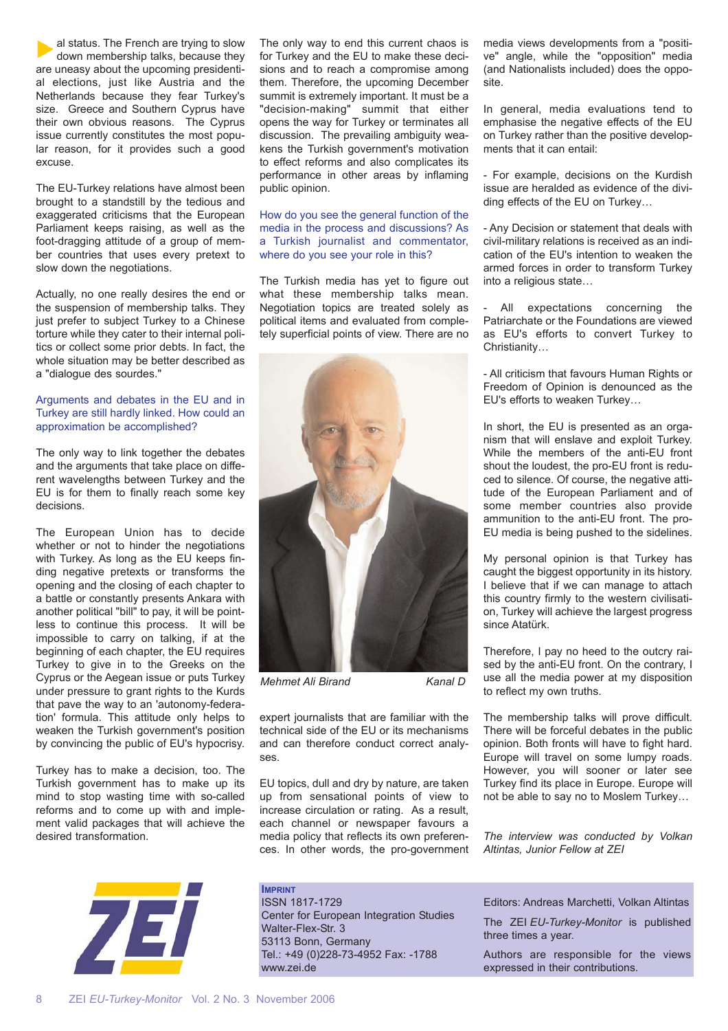al status. The French are trying to slow down membership talks, because they are uneasy about the upcoming presidential elections, just like Austria and the Netherlands because they fear Turkey's size. Greece and Southern Cyprus have their own obvious reasons. The Cyprus issue currently constitutes the most popular reason, for it provides such a good excuse.

The EU-Turkey relations have almost been brought to a standstill by the tedious and exaggerated criticisms that the European Parliament keeps raising, as well as the foot-dragging attitude of a group of member countries that uses every pretext to slow down the negotiations.

Actually, no one really desires the end or the suspension of membership talks. They just prefer to subject Turkey to a Chinese torture while they cater to their internal politics or collect some prior debts. In fact, the whole situation may be better described as a "dialogue des sourdes."

**Arguments and debates in the EU and in Turkey are still hardly linked. How could an approximation be accomplished?**

The only way to link together the debates and the arguments that take place on different wavelengths between Turkey and the EU is for them to finally reach some key decisions.

The European Union has to decide whether or not to hinder the negotiations with Turkey. As long as the EU keeps finding negative pretexts or transforms the opening and the closing of each chapter to a battle or constantly presents Ankara with another political "bill" to pay, it will be pointless to continue this process. It will be impossible to carry on talking, if at the beginning of each chapter, the EU requires Turkey to give in to the Greeks on the Cyprus or the Aegean issue or puts Turkey under pressure to grant rights to the Kurds that pave the way to an 'autonomy-federation' formula. This attitude only helps to weaken the Turkish government's position by convincing the public of EU's hypocrisy.

Turkey has to make a decision, too. The Turkish government has to make up its mind to stop wasting time with so-called reforms and to come up with and implement valid packages that will achieve the desired transformation.

The only way to end this current chaos is for Turkey and the EU to make these decisions and to reach a compromise among them. Therefore, the upcoming December summit is extremely important. It must be a "decision-making" summit that either opens the way for Turkey or terminates all discussion. The prevailing ambiguity weakens the Turkish government's motivation to effect reforms and also complicates its performance in other areas by inflaming public opinion.

**How do you see the general function of the media in the process and discussions? As a Turkish journalist and commentator, where do you see your role in this?**

The Turkish media has yet to figure out what these membership talks mean. Negotiation topics are treated solely as political items and evaluated from completely superficial points of view. There are no expert journalists that are familiar with the technical side of the EU or its mechanisms and can therefore conduct correct analyses.

*Mehmet Ali Birand* *Kanal D*

EU topics, dull and dry by nature, are taken up from sensational points of view to increase circulation or rating. As a result, each channel or newspaper favours a media policy that reflects its own preferences. In other words, the pro-government media views developments from a "positive" angle, while the "opposition" media (and Nationalists included) does the opposite.

In general, media evaluations tend to emphasise the negative effects of the EU on Turkey rather than the positive developments that it can entail:

- For example, decisions on the Kurdish issue are heralded as evidence of the dividing effects of the EU on Turkey…

- Any Decision or statement that deals with civil-military relations is received as an indication of the EU's intention to weaken the armed forces in order to transform Turkey into a religious state…

- All expectations concerning the Patriarchate or the Foundations are viewed as EU's efforts to convert Turkey to Christianity…

- All criticism that favours Human Rights or Freedom of Opinion is denounced as the EU's efforts to weaken Turkey…

In short, the EU is presented as an organism that will enslave and exploit Turkey. While the members of the anti-EU front shout the loudest, the pro-EU front is reduced to silence. Of course, the negative attitude of the European Parliament and of some member countries also provide ammunition to the anti-EU front. The pro-EU media is being pushed to the sidelines.

My personal opinion is that Turkey has caught the biggest opportunity in its history. I believe that if we can manage to attach this country firmly to the western civilisation, Turkey will achieve the largest progress since Atatürk.

Therefore, I pay no heed to the outcry raised by the anti-EU front. On the contrary, I use all the media power at my disposition to reflect my own truths.

The membership talks will prove difficult. There will be forceful debates in the public opinion. Both fronts will have to fight hard. Europe will travel on some lumpy roads. However, you will sooner or later see Turkey find its place in Europe. Europe will not be able to say no to Moslem Turkey…

*The interview was conducted by Volkan Altintas, Junior Fellow at ZEI*

ZEI

**IMPRINT**
ISSN 1817-1729
Center for European Integration Studies
Walter-Flex-Str. 3
53113 Bonn, Germany
Tel.: +49 (0)228-73-4952 Fax: -1788
www.zei.de

Editors: Andreas Marchetti, Volkan Altintas

The ZEI *EU-Turkey-Monitor* is published three times a year.

Authors are responsible for the views expressed in their contributions.